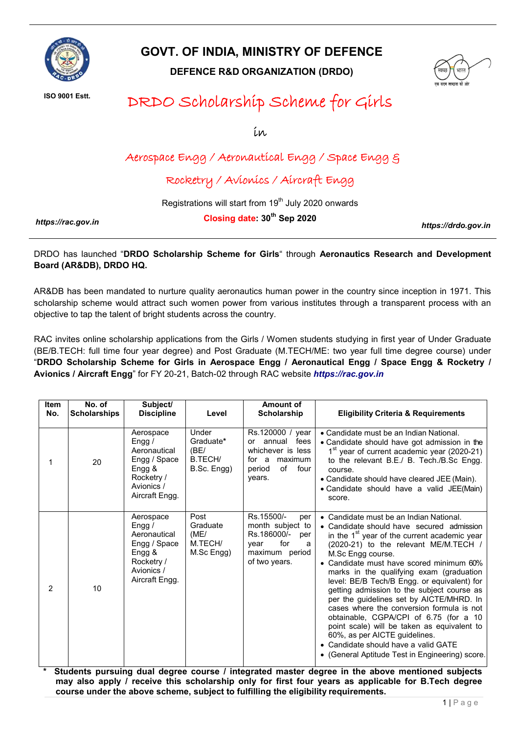# GOVT. OF INDIA, MINISTRY OF DEFENCE

## DEFENCE R&D ORGANIZATION (DRDO)

ISO 9001 Estt.

# DRDO Scholarship Scheme for Girls

in

## Aerospace Engg / Aeronautical Engg / Space Engg & Rocketry / Avionics / Aircraft Engg

Registrations will start from 19th July 2020 onwards

**Closing date: 30th Sep 2020**

*https://rac.gov.in*    *https://drdo.gov.in*

DRDO has launched "**DRDO Scholarship Scheme for Girls**" through **Aeronautics Research and Development Board (AR&DB), DRDO HQ.**

AR&DB has been mandated to nurture quality aeronautics human power in the country since inception in 1971. This scholarship scheme would attract such women power from various institutes through a transparent process with an objective to tap the talent of bright students across the country.

RAC invites online scholarship applications from the Girls / Women students studying in first year of Under Graduate (BE/B.TECH: full time four year degree) and Post Graduate (M.TECH/ME: two year full time degree course) under "**DRDO Scholarship Scheme for Girls in Aerospace Engg / Aeronautical Engg / Space Engg & Rocketry / Avionics / Aircraft Engg**" for FY 20-21, Batch-02 through RAC website ***https://rac.gov.in***

| Item No. | No. of Scholarships | Subject/ Discipline | Level | Amount of Scholarship | Eligibility Criteria & Requirements |
|---|---|---|---|---|---|
| 1 | 20 | Aerospace Engg / Aeronautical Engg / Space Engg & Rocketry / Avionics / Aircraft Engg. | Under Graduate* (BE/ B.TECH/ B.Sc. Engg) | Rs.120000 / year or annual fees whichever is less for a maximum period of four years. | • Candidate must be an Indian National.<br>• Candidate should have got admission in the 1st year of current academic year (2020-21) to the relevant B.E./ B. Tech./B.Sc Engg. course.<br>• Candidate should have cleared JEE (Main).<br>• Candidate should have a valid JEE(Main) score. |
| 2 | 10 | Aerospace Engg / Aeronautical Engg / Space Engg & Rocketry / Avionics / Aircraft Engg. | Post Graduate (ME/ M.TECH/ M.Sc Engg) | Rs.15500/- per month subject to Rs.186000/- per year for a maximum period of two years. | • Candidate must be an Indian National.<br>• Candidate should have secured admission in the 1st year of the current academic year (2020-21) to the relevant ME/M.TECH / M.Sc Engg course.<br>• Candidate must have scored minimum 60% marks in the qualifying exam (graduation level: BE/B Tech/B Engg. or equivalent) for getting admission to the subject course as per the guidelines set by AICTE/MHRD. In cases where the conversion formula is not obtainable, CGPA/CPI of 6.75 (for a 10 point scale) will be taken as equivalent to 60%, as per AICTE guidelines.<br>• Candidate should have a valid GATE<br>• (General Aptitude Test in Engineering) score. |

**\* Students pursuing dual degree course / integrated master degree in the above mentioned subjects may also apply / receive this scholarship only for first four years as applicable for B.Tech degree course under the above scheme, subject to fulfilling the eligibility requirements.**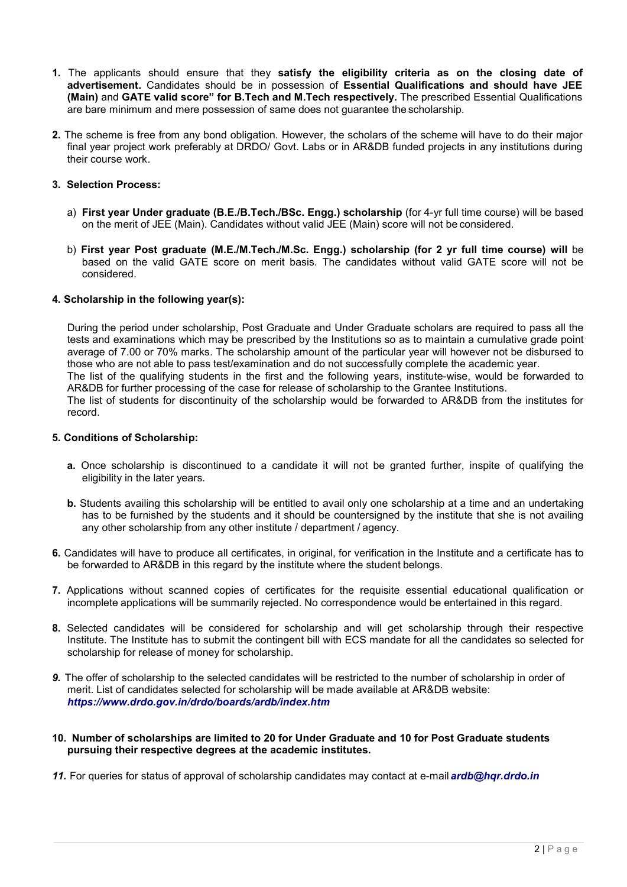1. The applicants should ensure that they **satisfy the eligibility criteria as on the closing date of advertisement.** Candidates should be in possession of **Essential Qualifications and should have JEE (Main)** and **GATE valid score" for B.Tech and M.Tech respectively.** The prescribed Essential Qualifications are bare minimum and mere possession of same does not guarantee the scholarship.

2. The scheme is free from any bond obligation. However, the scholars of the scheme will have to do their major final year project work preferably at DRDO/ Govt. Labs or in AR&DB funded projects in any institutions during their course work.

3. **Selection Process:**

   a) **First year Under graduate (B.E./B.Tech./BSc. Engg.) scholarship** (for 4-yr full time course) will be based on the merit of JEE (Main). Candidates without valid JEE (Main) score will not be considered.

   b) **First year Post graduate (M.E./M.Tech./M.Sc. Engg.) scholarship (for 2 yr full time course) will** be based on the valid GATE score on merit basis. The candidates without valid GATE score will not be considered.

4. **Scholarship in the following year(s):**

   During the period under scholarship, Post Graduate and Under Graduate scholars are required to pass all the tests and examinations which may be prescribed by the Institutions so as to maintain a cumulative grade point average of 7.00 or 70% marks. The scholarship amount of the particular year will however not be disbursed to those who are not able to pass test/examination and do not successfully complete the academic year.
   The list of the qualifying students in the first and the following years, institute-wise, would be forwarded to AR&DB for further processing of the case for release of scholarship to the Grantee Institutions.
   The list of students for discontinuity of the scholarship would be forwarded to AR&DB from the institutes for record.

5. **Conditions of Scholarship:**

   **a.** Once scholarship is discontinued to a candidate it will not be granted further, inspite of qualifying the eligibility in the later years.

   **b.** Students availing this scholarship will be entitled to avail only one scholarship at a time and an undertaking has to be furnished by the students and it should be countersigned by the institute that she is not availing any other scholarship from any other institute / department / agency.

6. Candidates will have to produce all certificates, in original, for verification in the Institute and a certificate has to be forwarded to AR&DB in this regard by the institute where the student belongs.

7. Applications without scanned copies of certificates for the requisite essential educational qualification or incomplete applications will be summarily rejected. No correspondence would be entertained in this regard.

8. Selected candidates will be considered for scholarship and will get scholarship through their respective Institute. The Institute has to submit the contingent bill with ECS mandate for all the candidates so selected for scholarship for release of money for scholarship.

9. The offer of scholarship to the selected candidates will be restricted to the number of scholarship in order of merit. List of candidates selected for scholarship will be made available at AR&DB website: ***https://www.drdo.gov.in/drdo/boards/ardb/index.htm***

10. **Number of scholarships are limited to 20 for Under Graduate and 10 for Post Graduate students pursuing their respective degrees at the academic institutes.**

11. For queries for status of approval of scholarship candidates may contact at e-mail ***ardb@hqr.drdo.in***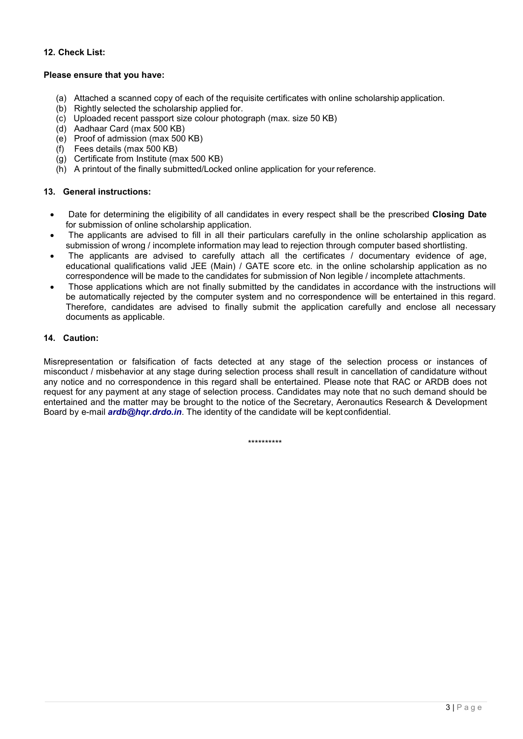**12. Check List:**

**Please ensure that you have:**

(a) Attached a scanned copy of each of the requisite certificates with online scholarship application.
(b) Rightly selected the scholarship applied for.
(c) Uploaded recent passport size colour photograph (max. size 50 KB)
(d) Aadhaar Card (max 500 KB)
(e) Proof of admission (max 500 KB)
(f) Fees details (max 500 KB)
(g) Certificate from Institute (max 500 KB)
(h) A printout of the finally submitted/Locked online application for your reference.

**13. General instructions:**

- Date for determining the eligibility of all candidates in every respect shall be the prescribed **Closing Date** for submission of online scholarship application.
- The applicants are advised to fill in all their particulars carefully in the online scholarship application as submission of wrong / incomplete information may lead to rejection through computer based shortlisting.
- The applicants are advised to carefully attach all the certificates / documentary evidence of age, educational qualifications valid JEE (Main) / GATE score etc. in the online scholarship application as no correspondence will be made to the candidates for submission of Non legible / incomplete attachments.
- Those applications which are not finally submitted by the candidates in accordance with the instructions will be automatically rejected by the computer system and no correspondence will be entertained in this regard. Therefore, candidates are advised to finally submit the application carefully and enclose all necessary documents as applicable.

**14. Caution:**

Misrepresentation or falsification of facts detected at any stage of the selection process or instances of misconduct / misbehavior at any stage during selection process shall result in cancellation of candidature without any notice and no correspondence in this regard shall be entertained. Please note that RAC or ARDB does not request for any payment at any stage of selection process. Candidates may note that no such demand should be entertained and the matter may be brought to the notice of the Secretary, Aeronautics Research & Development Board by e-mail ***ardb@hqr.drdo.in***. The identity of the candidate will be kept confidential.

**********